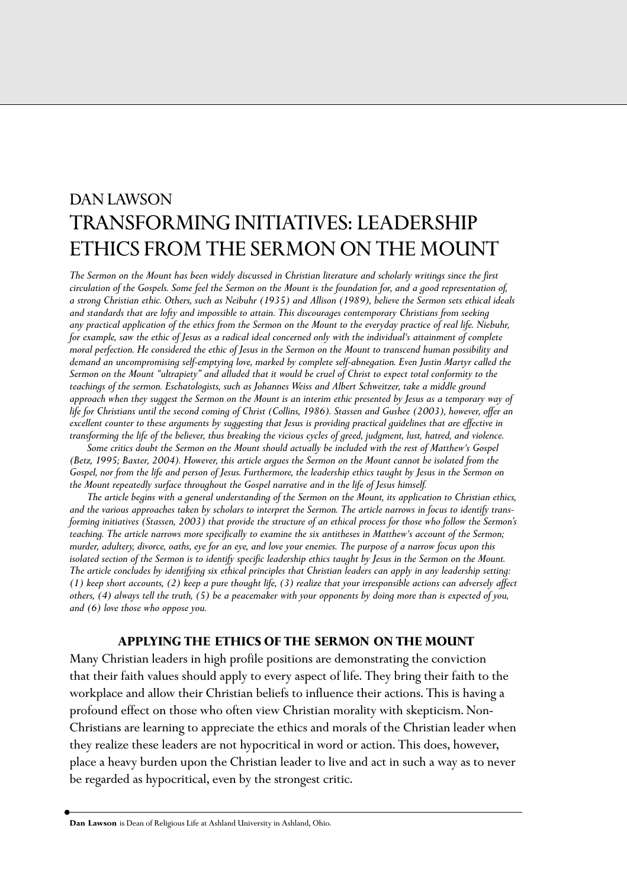# DAN LAWSON

# TRANSFORMING INITIATIVES: LEADERSHIP ETHICS FROM THE SERMON ON THE MOUNT

*The Sermon on the Mount has been widely discussed in Christian literature and scholarly writings since the first circulation of the Gospels. Some feel the Sermon on the Mount is the foundation for, and a good representation of, a strong Christian ethic. Others, such as Neibuhr (1935) and Allison (1989), believe the Sermon sets ethical ideals and standards that are lofty and impossible to attain. This discourages contemporary Christians from seeking any practical application of the ethics from the Sermon on the Mount to the everyday practice of real life. Niebuhr, for example, saw the ethic of Jesus as a radical ideal concerned only with the individual's attainment of complete moral perfection. He considered the ethic of Jesus in the Sermon on the Mount to transcend human possibility and demand an uncompromising self-emptying love, marked by complete self-abnegation. Even Justin Martyr called the Sermon on the Mount "ultrapiety" and alluded that it would be cruel of Christ to expect total conformity to the teachings of the sermon. Eschatologists, such as Johannes Weiss and Albert Schweitzer, take a middle ground approach when they suggest the Sermon on the Mount is an interim ethic presented by Jesus as a temporary way of life for Christians until the second coming of Christ (Collins, 1986). Stassen and Gushee (2003), however, offer an excellent counter to these arguments by suggesting that Jesus is providing practical guidelines that are effective in transforming the life of the believer, thus breaking the vicious cycles of greed, judgment, lust, hatred, and violence.*

*Some critics doubt the Sermon on the Mount should actually be included with the rest of Matthew's Gospel (Betz, 1995; Baxter, 2004). However, this article argues the Sermon on the Mount cannot be isolated from the Gospel, nor from the life and person of Jesus. Furthermore, the leadership ethics taught by Jesus in the Sermon on the Mount repeatedly surface throughout the Gospel narrative and in the life of Jesus himself.*

*The article begins with a general understanding of the Sermon on the Mount, its application to Christian ethics, and the various approaches taken by scholars to interpret the Sermon. The article narrows in focus to identify transforming initiatives (Stassen, 2003) that provide the structure of an ethical process for those who follow the Sermon's teaching. The article narrows more specifically to examine the six antitheses in Matthew's account of the Sermon; murder, adultery, divorce, oaths, eye for an eye, and love your enemies. The purpose of a narrow focus upon this isolated section of the Sermon is to identify specific leadership ethics taught by Jesus in the Sermon on the Mount. The article concludes by identifying six ethical principles that Christian leaders can apply in any leadership setting: (1) keep short accounts, (2) keep a pure thought life, (3) realize that your irresponsible actions can adversely affect others, (4) always tell the truth, (5) be a peacemaker with your opponents by doing more than is expected of you, and (6) love those who oppose you.*

## APPLYING THE ETHICS OF THE SERMON ON THE MOUNT

Many Christian leaders in high profile positions are demonstrating the conviction that their faith values should apply to every aspect of life. They bring their faith to the workplace and allow their Christian beliefs to influence their actions. This is having a profound effect on those who often view Christian morality with skepticism. Non-Christians are learning to appreciate the ethics and morals of the Christian leader when they realize these leaders are not hypocritical in word or action. This does, however, place a heavy burden upon the Christian leader to live and act in such a way as to never be regarded as hypocritical, even by the strongest critic.

**Dan Lawson** is Dean of Religious Life at Ashland University in Ashland, Ohio.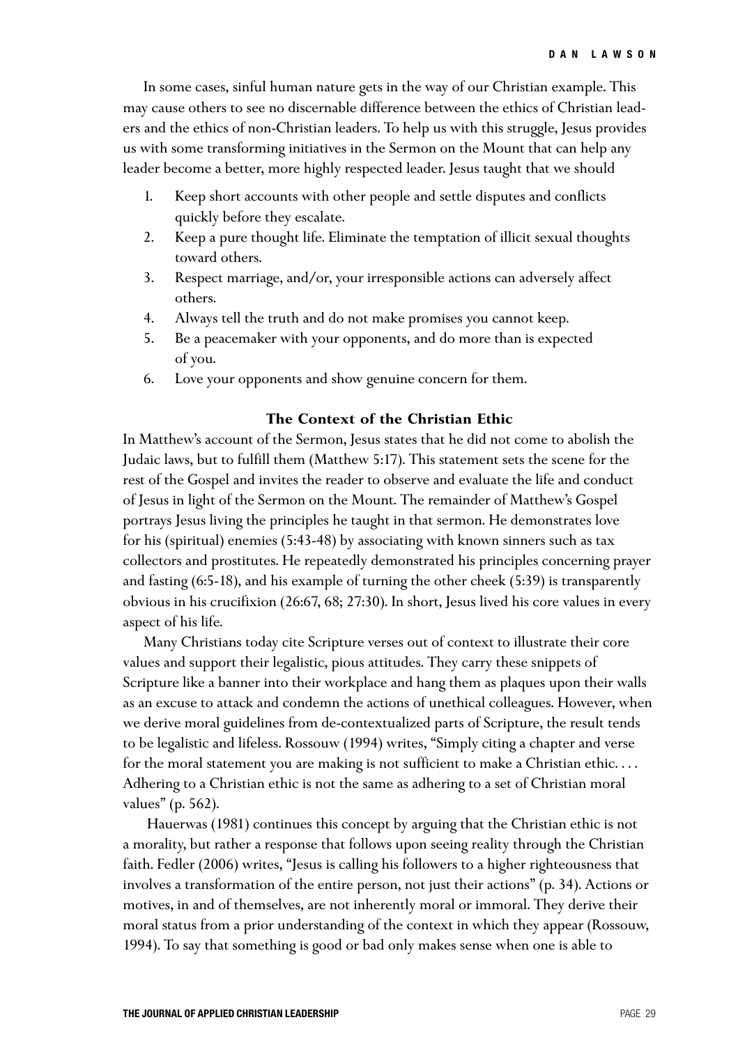In some cases, sinful human nature gets in the way of our Christian example. This may cause others to see no discernable difference between the ethics of Christian leaders and the ethics of non-Christian leaders. To help us with this struggle, Jesus provides us with some transforming initiatives in the Sermon on the Mount that can help any leader become a better, more highly respected leader. Jesus taught that we should

1. Keep short accounts with other people and settle disputes and conflicts quickly before they escalate.
2. Keep a pure thought life. Eliminate the temptation of illicit sexual thoughts toward others.
3. Respect marriage, and/or, your irresponsible actions can adversely affect others.
4. Always tell the truth and do not make promises you cannot keep.
5. Be a peacemaker with your opponents, and do more than is expected of you.
6. Love your opponents and show genuine concern for them.

### The Context of the Christian Ethic

In Matthew's account of the Sermon, Jesus states that he did not come to abolish the Judaic laws, but to fulfill them (Matthew 5:17). This statement sets the scene for the rest of the Gospel and invites the reader to observe and evaluate the life and conduct of Jesus in light of the Sermon on the Mount. The remainder of Matthew's Gospel portrays Jesus living the principles he taught in that sermon. He demonstrates love for his (spiritual) enemies (5:43-48) by associating with known sinners such as tax collectors and prostitutes. He repeatedly demonstrated his principles concerning prayer and fasting (6:5-18), and his example of turning the other cheek (5:39) is transparently obvious in his crucifixion (26:67, 68; 27:30). In short, Jesus lived his core values in every aspect of his life.

Many Christians today cite Scripture verses out of context to illustrate their core values and support their legalistic, pious attitudes. They carry these snippets of Scripture like a banner into their workplace and hang them as plaques upon their walls as an excuse to attack and condemn the actions of unethical colleagues. However, when we derive moral guidelines from de-contextualized parts of Scripture, the result tends to be legalistic and lifeless. Rossouw (1994) writes, "Simply citing a chapter and verse for the moral statement you are making is not sufficient to make a Christian ethic. . . . Adhering to a Christian ethic is not the same as adhering to a set of Christian moral values" (p. 562).

Hauerwas (1981) continues this concept by arguing that the Christian ethic is not a morality, but rather a response that follows upon seeing reality through the Christian faith. Fedler (2006) writes, "Jesus is calling his followers to a higher righteousness that involves a transformation of the entire person, not just their actions" (p. 34). Actions or motives, in and of themselves, are not inherently moral or immoral. They derive their moral status from a prior understanding of the context in which they appear (Rossouw, 1994). To say that something is good or bad only makes sense when one is able to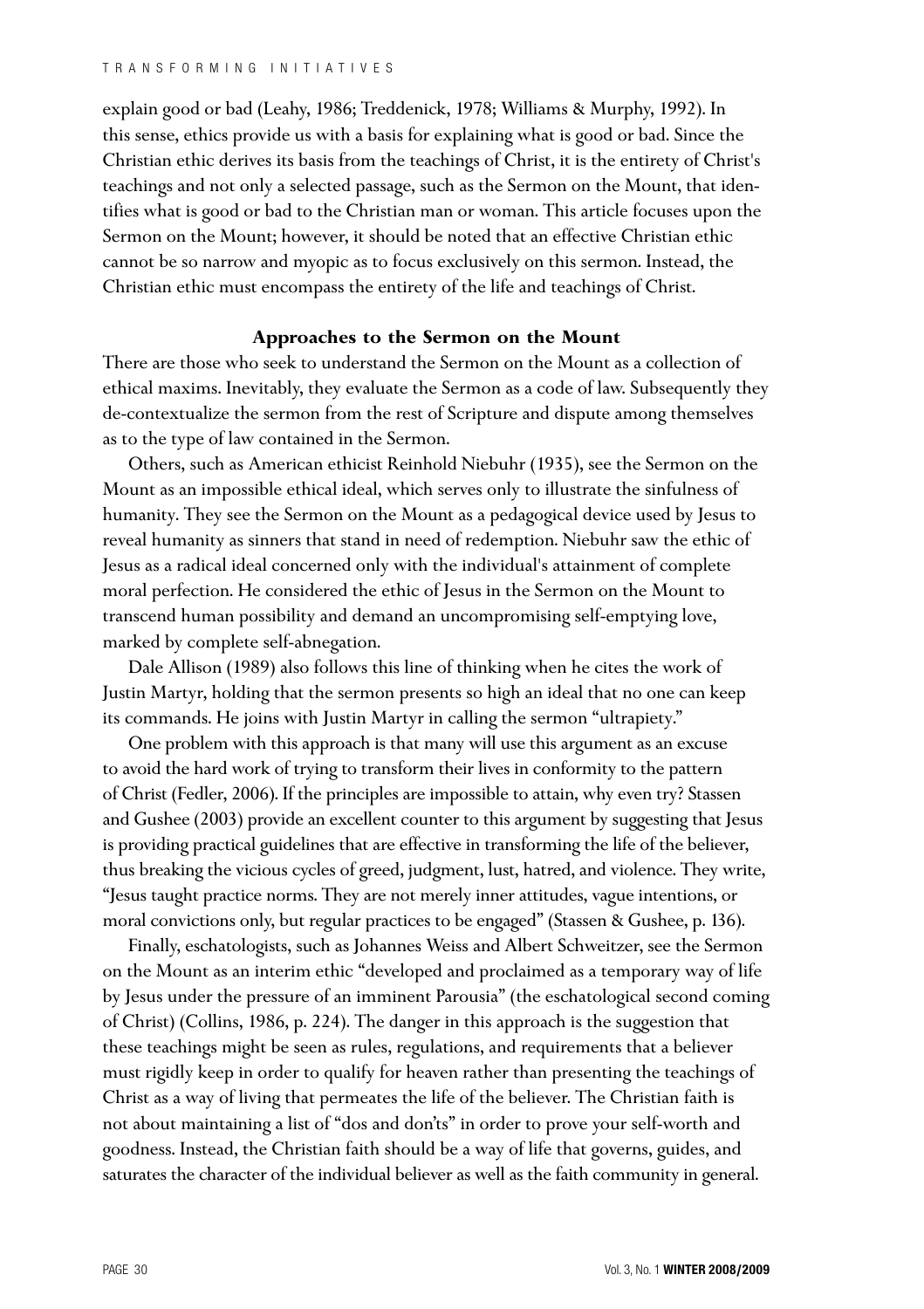explain good or bad (Leahy, 1986; Treddenick, 1978; Williams & Murphy, 1992). In this sense, ethics provide us with a basis for explaining what is good or bad. Since the Christian ethic derives its basis from the teachings of Christ, it is the entirety of Christ's teachings and not only a selected passage, such as the Sermon on the Mount, that identifies what is good or bad to the Christian man or woman. This article focuses upon the Sermon on the Mount; however, it should be noted that an effective Christian ethic cannot be so narrow and myopic as to focus exclusively on this sermon. Instead, the Christian ethic must encompass the entirety of the life and teachings of Christ.

## Approaches to the Sermon on the Mount

There are those who seek to understand the Sermon on the Mount as a collection of ethical maxims. Inevitably, they evaluate the Sermon as a code of law. Subsequently they de-contextualize the sermon from the rest of Scripture and dispute among themselves as to the type of law contained in the Sermon.

Others, such as American ethicist Reinhold Niebuhr (1935), see the Sermon on the Mount as an impossible ethical ideal, which serves only to illustrate the sinfulness of humanity. They see the Sermon on the Mount as a pedagogical device used by Jesus to reveal humanity as sinners that stand in need of redemption. Niebuhr saw the ethic of Jesus as a radical ideal concerned only with the individual's attainment of complete moral perfection. He considered the ethic of Jesus in the Sermon on the Mount to transcend human possibility and demand an uncompromising self-emptying love, marked by complete self-abnegation.

Dale Allison (1989) also follows this line of thinking when he cites the work of Justin Martyr, holding that the sermon presents so high an ideal that no one can keep its commands. He joins with Justin Martyr in calling the sermon "ultrapiety."

One problem with this approach is that many will use this argument as an excuse to avoid the hard work of trying to transform their lives in conformity to the pattern of Christ (Fedler, 2006). If the principles are impossible to attain, why even try? Stassen and Gushee (2003) provide an excellent counter to this argument by suggesting that Jesus is providing practical guidelines that are effective in transforming the life of the believer, thus breaking the vicious cycles of greed, judgment, lust, hatred, and violence. They write, "Jesus taught practice norms. They are not merely inner attitudes, vague intentions, or moral convictions only, but regular practices to be engaged" (Stassen & Gushee, p. 136).

Finally, eschatologists, such as Johannes Weiss and Albert Schweitzer, see the Sermon on the Mount as an interim ethic "developed and proclaimed as a temporary way of life by Jesus under the pressure of an imminent Parousia" (the eschatological second coming of Christ) (Collins, 1986, p. 224). The danger in this approach is the suggestion that these teachings might be seen as rules, regulations, and requirements that a believer must rigidly keep in order to qualify for heaven rather than presenting the teachings of Christ as a way of living that permeates the life of the believer. The Christian faith is not about maintaining a list of "dos and don'ts" in order to prove your self-worth and goodness. Instead, the Christian faith should be a way of life that governs, guides, and saturates the character of the individual believer as well as the faith community in general.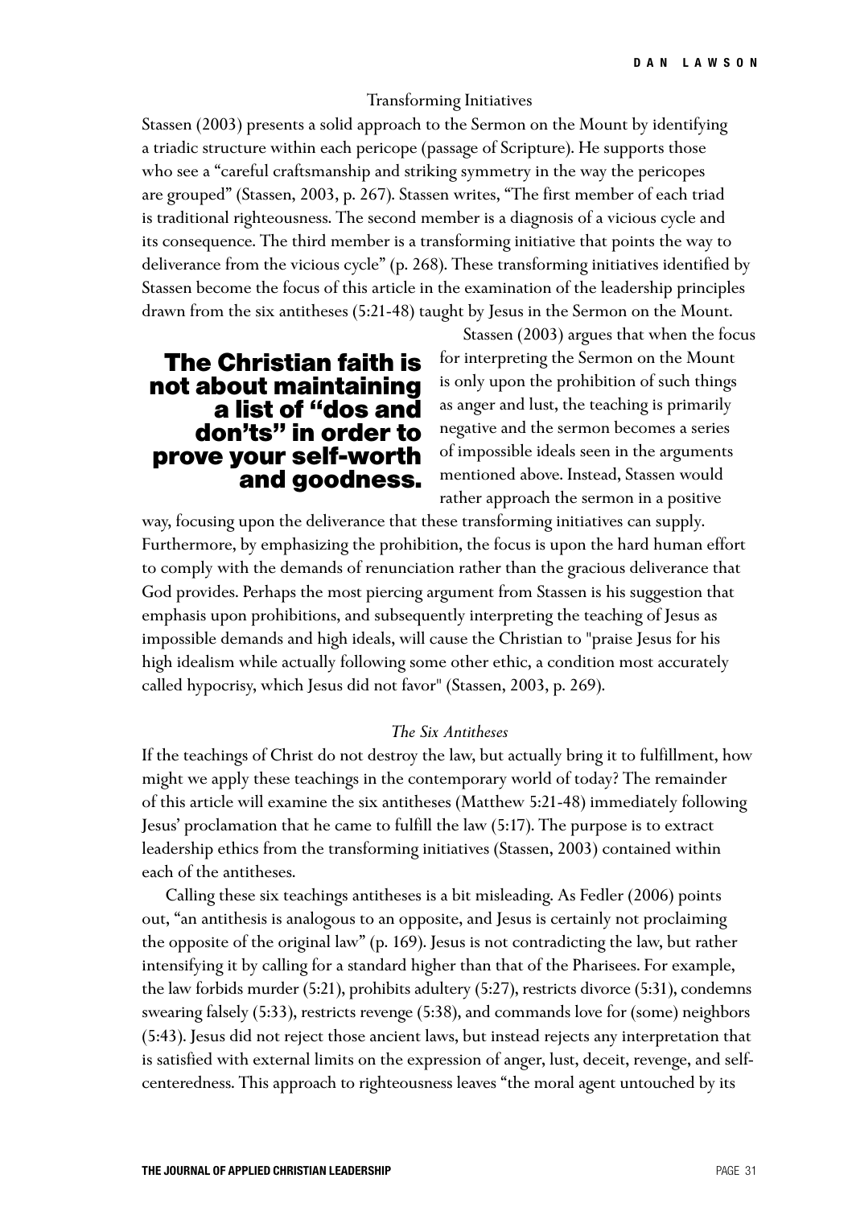### Transforming Initiatives

Stassen (2003) presents a solid approach to the Sermon on the Mount by identifying a triadic structure within each pericope (passage of Scripture). He supports those who see a "careful craftsmanship and striking symmetry in the way the pericopes are grouped" (Stassen, 2003, p. 267). Stassen writes, "The first member of each triad is traditional righteousness. The second member is a diagnosis of a vicious cycle and its consequence. The third member is a transforming initiative that points the way to deliverance from the vicious cycle" (p. 268). These transforming initiatives identified by Stassen become the focus of this article in the examination of the leadership principles drawn from the six antitheses (5:21-48) taught by Jesus in the Sermon on the Mount.

**The Christian faith is not about maintaining a list of "dos and don'ts" in order to prove your self-worth and goodness.**

Stassen (2003) argues that when the focus for interpreting the Sermon on the Mount is only upon the prohibition of such things as anger and lust, the teaching is primarily negative and the sermon becomes a series of impossible ideals seen in the arguments mentioned above. Instead, Stassen would rather approach the sermon in a positive way, focusing upon the deliverance that these transforming initiatives can supply. Furthermore, by emphasizing the prohibition, the focus is upon the hard human effort to comply with the demands of renunciation rather than the gracious deliverance that God provides. Perhaps the most piercing argument from Stassen is his suggestion that emphasis upon prohibitions, and subsequently interpreting the teaching of Jesus as impossible demands and high ideals, will cause the Christian to "praise Jesus for his high idealism while actually following some other ethic, a condition most accurately called hypocrisy, which Jesus did not favor" (Stassen, 2003, p. 269).

### *The Six Antitheses*

If the teachings of Christ do not destroy the law, but actually bring it to fulfillment, how might we apply these teachings in the contemporary world of today? The remainder of this article will examine the six antitheses (Matthew 5:21-48) immediately following Jesus' proclamation that he came to fulfill the law (5:17). The purpose is to extract leadership ethics from the transforming initiatives (Stassen, 2003) contained within each of the antitheses.

Calling these six teachings antitheses is a bit misleading. As Fedler (2006) points out, "an antithesis is analogous to an opposite, and Jesus is certainly not proclaiming the opposite of the original law" (p. 169). Jesus is not contradicting the law, but rather intensifying it by calling for a standard higher than that of the Pharisees. For example, the law forbids murder (5:21), prohibits adultery (5:27), restricts divorce (5:31), condemns swearing falsely (5:33), restricts revenge (5:38), and commands love for (some) neighbors (5:43). Jesus did not reject those ancient laws, but instead rejects any interpretation that is satisfied with external limits on the expression of anger, lust, deceit, revenge, and self-centeredness. This approach to righteousness leaves "the moral agent untouched by its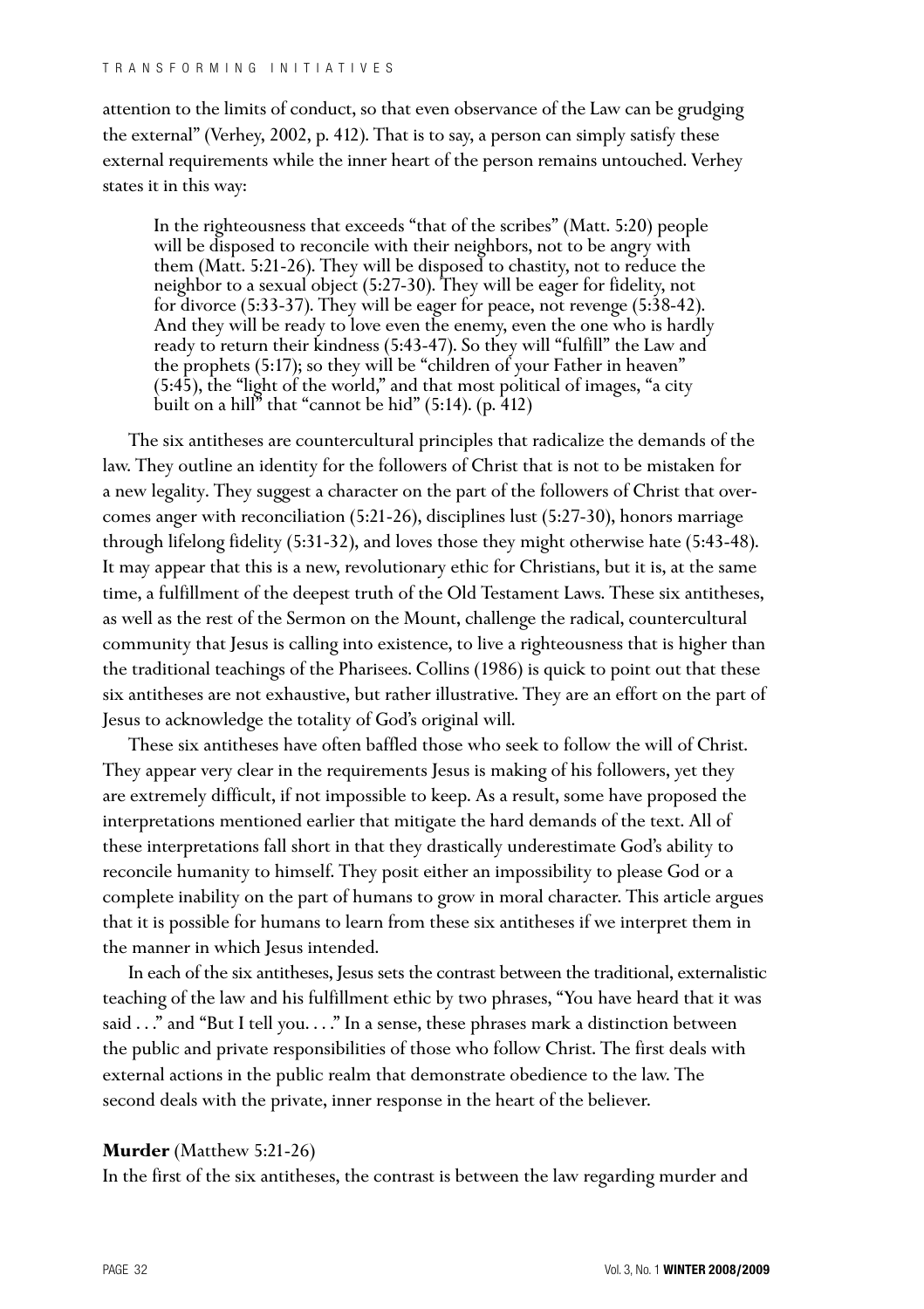attention to the limits of conduct, so that even observance of the Law can be grudging the external" (Verhey, 2002, p. 412). That is to say, a person can simply satisfy these external requirements while the inner heart of the person remains untouched. Verhey states it in this way:

> In the righteousness that exceeds "that of the scribes" (Matt. 5:20) people will be disposed to reconcile with their neighbors, not to be angry with them (Matt. 5:21-26). They will be disposed to chastity, not to reduce the neighbor to a sexual object (5:27-30). They will be eager for fidelity, not for divorce (5:33-37). They will be eager for peace, not revenge (5:38-42). And they will be ready to love even the enemy, even the one who is hardly ready to return their kindness (5:43-47). So they will "fulfill" the Law and the prophets (5:17); so they will be "children of your Father in heaven" (5:45), the "light of the world," and that most political of images, "a city built on a hill" that "cannot be hid" (5:14). (p. 412)

The six antitheses are countercultural principles that radicalize the demands of the law. They outline an identity for the followers of Christ that is not to be mistaken for a new legality. They suggest a character on the part of the followers of Christ that overcomes anger with reconciliation (5:21-26), disciplines lust (5:27-30), honors marriage through lifelong fidelity (5:31-32), and loves those they might otherwise hate (5:43-48). It may appear that this is a new, revolutionary ethic for Christians, but it is, at the same time, a fulfillment of the deepest truth of the Old Testament Laws. These six antitheses, as well as the rest of the Sermon on the Mount, challenge the radical, countercultural community that Jesus is calling into existence, to live a righteousness that is higher than the traditional teachings of the Pharisees. Collins (1986) is quick to point out that these six antitheses are not exhaustive, but rather illustrative. They are an effort on the part of Jesus to acknowledge the totality of God's original will.

These six antitheses have often baffled those who seek to follow the will of Christ. They appear very clear in the requirements Jesus is making of his followers, yet they are extremely difficult, if not impossible to keep. As a result, some have proposed the interpretations mentioned earlier that mitigate the hard demands of the text. All of these interpretations fall short in that they drastically underestimate God's ability to reconcile humanity to himself. They posit either an impossibility to please God or a complete inability on the part of humans to grow in moral character. This article argues that it is possible for humans to learn from these six antitheses if we interpret them in the manner in which Jesus intended.

In each of the six antitheses, Jesus sets the contrast between the traditional, externalistic teaching of the law and his fulfillment ethic by two phrases, "You have heard that it was said . . ." and "But I tell you. . . ." In a sense, these phrases mark a distinction between the public and private responsibilities of those who follow Christ. The first deals with external actions in the public realm that demonstrate obedience to the law. The second deals with the private, inner response in the heart of the believer.

**Murder** (Matthew 5:21-26)

In the first of the six antitheses, the contrast is between the law regarding murder and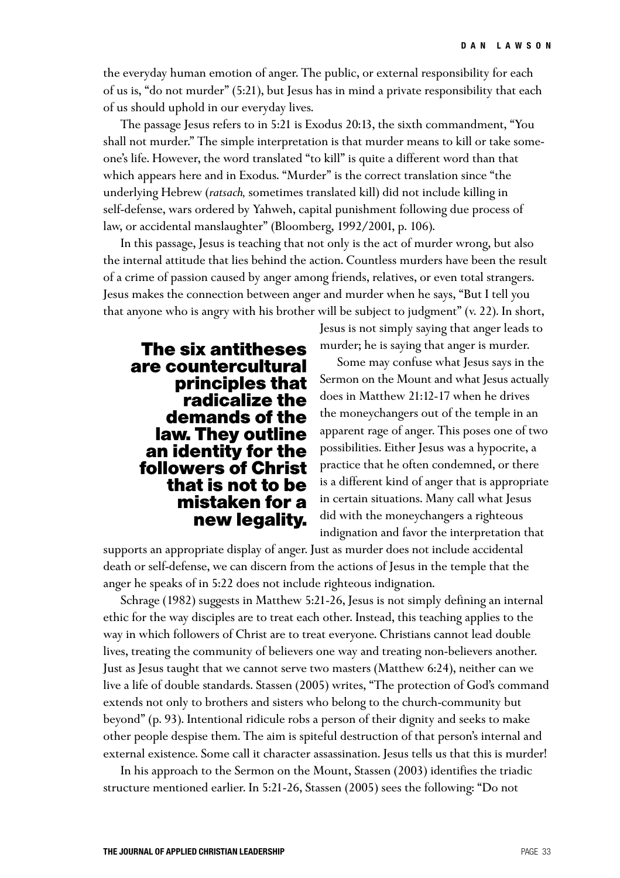the everyday human emotion of anger. The public, or external responsibility for each of us is, "do not murder" (5:21), but Jesus has in mind a private responsibility that each of us should uphold in our everyday lives.

The passage Jesus refers to in 5:21 is Exodus 20:13, the sixth commandment, "You shall not murder." The simple interpretation is that murder means to kill or take someone's life. However, the word translated "to kill" is quite a different word than that which appears here and in Exodus. "Murder" is the correct translation since "the underlying Hebrew (*ratsach,* sometimes translated kill) did not include killing in self-defense, wars ordered by Yahweh, capital punishment following due process of law, or accidental manslaughter" (Bloomberg, 1992/2001, p. 106).

In this passage, Jesus is teaching that not only is the act of murder wrong, but also the internal attitude that lies behind the action. Countless murders have been the result of a crime of passion caused by anger among friends, relatives, or even total strangers. Jesus makes the connection between anger and murder when he says, "But I tell you that anyone who is angry with his brother will be subject to judgment" (v. 22). In short, Jesus is not simply saying that anger leads to murder; he is saying that anger is murder.

**The six antitheses are countercultural principles that radicalize the demands of the law. They outline an identity for the followers of Christ that is not to be mistaken for a new legality.**

Some may confuse what Jesus says in the Sermon on the Mount and what Jesus actually does in Matthew 21:12-17 when he drives the moneychangers out of the temple in an apparent rage of anger. This poses one of two possibilities. Either Jesus was a hypocrite, a practice that he often condemned, or there is a different kind of anger that is appropriate in certain situations. Many call what Jesus did with the moneychangers a righteous indignation and favor the interpretation that supports an appropriate display of anger. Just as murder does not include accidental death or self-defense, we can discern from the actions of Jesus in the temple that the anger he speaks of in 5:22 does not include righteous indignation.

Schrage (1982) suggests in Matthew 5:21-26, Jesus is not simply defining an internal ethic for the way disciples are to treat each other. Instead, this teaching applies to the way in which followers of Christ are to treat everyone. Christians cannot lead double lives, treating the community of believers one way and treating non-believers another. Just as Jesus taught that we cannot serve two masters (Matthew 6:24), neither can we live a life of double standards. Stassen (2005) writes, "The protection of God's command extends not only to brothers and sisters who belong to the church-community but beyond" (p. 93). Intentional ridicule robs a person of their dignity and seeks to make other people despise them. The aim is spiteful destruction of that person's internal and external existence. Some call it character assassination. Jesus tells us that this is murder!

In his approach to the Sermon on the Mount, Stassen (2003) identifies the triadic structure mentioned earlier. In 5:21-26, Stassen (2005) sees the following: "Do not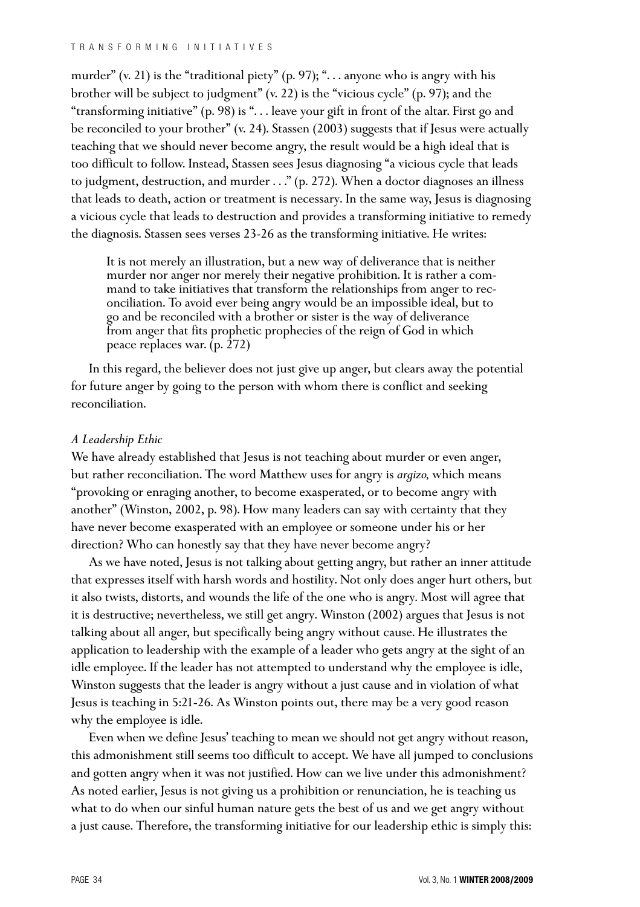murder" (v. 21) is the "traditional piety" (p. 97); ". . . anyone who is angry with his brother will be subject to judgment" (v. 22) is the "vicious cycle" (p. 97); and the "transforming initiative" (p. 98) is ". . . leave your gift in front of the altar. First go and be reconciled to your brother" (v. 24). Stassen (2003) suggests that if Jesus were actually teaching that we should never become angry, the result would be a high ideal that is too difficult to follow. Instead, Stassen sees Jesus diagnosing "a vicious cycle that leads to judgment, destruction, and murder . . ." (p. 272). When a doctor diagnoses an illness that leads to death, action or treatment is necessary. In the same way, Jesus is diagnosing a vicious cycle that leads to destruction and provides a transforming initiative to remedy the diagnosis. Stassen sees verses 23-26 as the transforming initiative. He writes:

> It is not merely an illustration, but a new way of deliverance that is neither murder nor anger nor merely their negative prohibition. It is rather a command to take initiatives that transform the relationships from anger to reconciliation. To avoid ever being angry would be an impossible ideal, but to go and be reconciled with a brother or sister is the way of deliverance from anger that fits prophetic prophecies of the reign of God in which peace replaces war. (p. 272)

In this regard, the believer does not just give up anger, but clears away the potential for future anger by going to the person with whom there is conflict and seeking reconciliation.

### *A Leadership Ethic*

We have already established that Jesus is not teaching about murder or even anger, but rather reconciliation. The word Matthew uses for angry is *argizo,* which means "provoking or enraging another, to become exasperated, or to become angry with another" (Winston, 2002, p. 98). How many leaders can say with certainty that they have never become exasperated with an employee or someone under his or her direction? Who can honestly say that they have never become angry?

As we have noted, Jesus is not talking about getting angry, but rather an inner attitude that expresses itself with harsh words and hostility. Not only does anger hurt others, but it also twists, distorts, and wounds the life of the one who is angry. Most will agree that it is destructive; nevertheless, we still get angry. Winston (2002) argues that Jesus is not talking about all anger, but specifically being angry without cause. He illustrates the application to leadership with the example of a leader who gets angry at the sight of an idle employee. If the leader has not attempted to understand why the employee is idle, Winston suggests that the leader is angry without a just cause and in violation of what Jesus is teaching in 5:21-26. As Winston points out, there may be a very good reason why the employee is idle.

Even when we define Jesus' teaching to mean we should not get angry without reason, this admonishment still seems too difficult to accept. We have all jumped to conclusions and gotten angry when it was not justified. How can we live under this admonishment? As noted earlier, Jesus is not giving us a prohibition or renunciation, he is teaching us what to do when our sinful human nature gets the best of us and we get angry without a just cause. Therefore, the transforming initiative for our leadership ethic is simply this: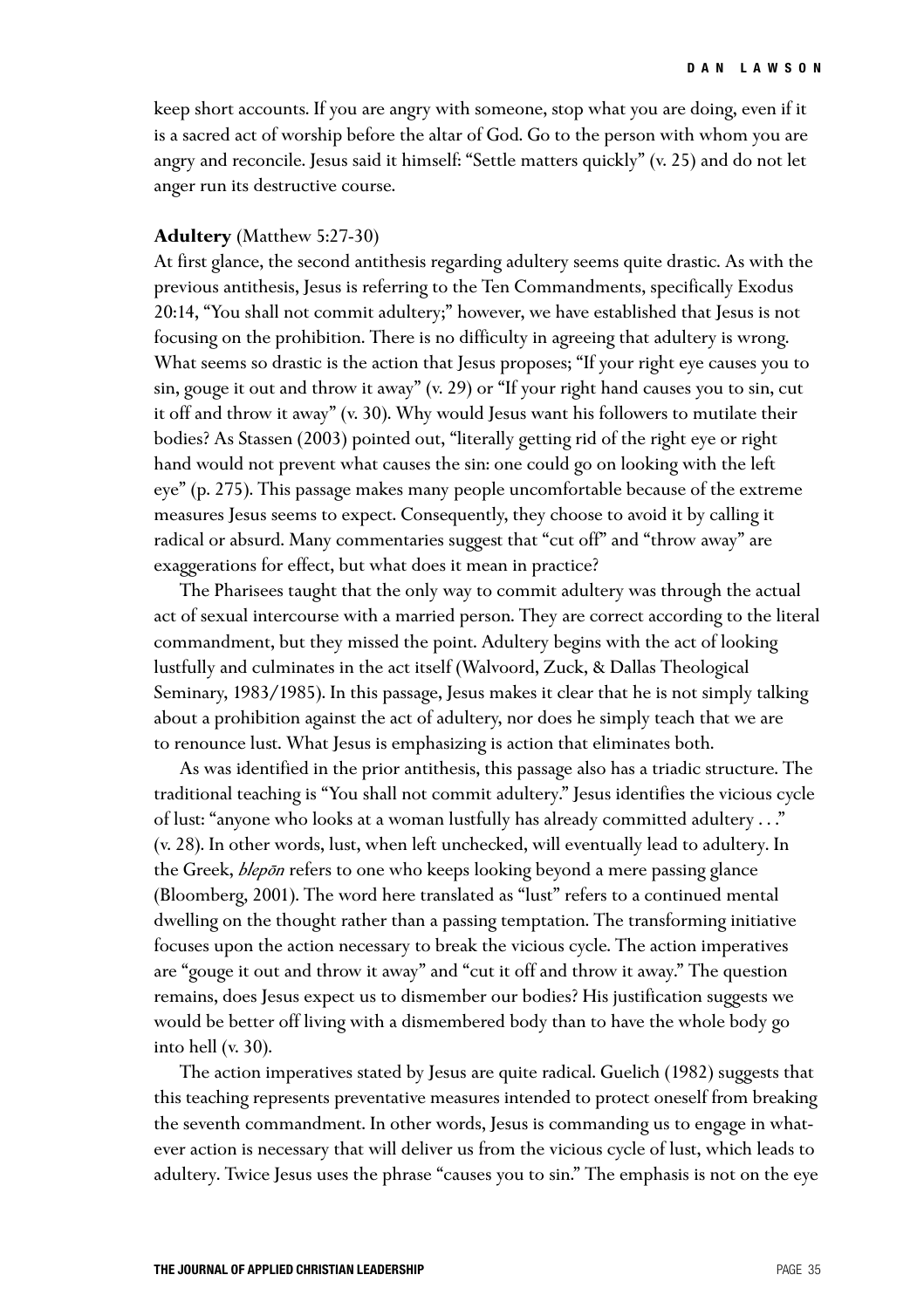keep short accounts. If you are angry with someone, stop what you are doing, even if it is a sacred act of worship before the altar of God. Go to the person with whom you are angry and reconcile. Jesus said it himself: "Settle matters quickly" (v. 25) and do not let anger run its destructive course.

**Adultery** (Matthew 5:27-30)

At first glance, the second antithesis regarding adultery seems quite drastic. As with the previous antithesis, Jesus is referring to the Ten Commandments, specifically Exodus 20:14, "You shall not commit adultery;" however, we have established that Jesus is not focusing on the prohibition. There is no difficulty in agreeing that adultery is wrong. What seems so drastic is the action that Jesus proposes; "If your right eye causes you to sin, gouge it out and throw it away" (v. 29) or "If your right hand causes you to sin, cut it off and throw it away" (v. 30). Why would Jesus want his followers to mutilate their bodies? As Stassen (2003) pointed out, "literally getting rid of the right eye or right hand would not prevent what causes the sin: one could go on looking with the left eye" (p. 275). This passage makes many people uncomfortable because of the extreme measures Jesus seems to expect. Consequently, they choose to avoid it by calling it radical or absurd. Many commentaries suggest that "cut off" and "throw away" are exaggerations for effect, but what does it mean in practice?

The Pharisees taught that the only way to commit adultery was through the actual act of sexual intercourse with a married person. They are correct according to the literal commandment, but they missed the point. Adultery begins with the act of looking lustfully and culminates in the act itself (Walvoord, Zuck, & Dallas Theological Seminary, 1983/1985). In this passage, Jesus makes it clear that he is not simply talking about a prohibition against the act of adultery, nor does he simply teach that we are to renounce lust. What Jesus is emphasizing is action that eliminates both.

As was identified in the prior antithesis, this passage also has a triadic structure. The traditional teaching is "You shall not commit adultery." Jesus identifies the vicious cycle of lust: "anyone who looks at a woman lustfully has already committed adultery . . ." (v. 28). In other words, lust, when left unchecked, will eventually lead to adultery. In the Greek, *blepōn* refers to one who keeps looking beyond a mere passing glance (Bloomberg, 2001). The word here translated as "lust" refers to a continued mental dwelling on the thought rather than a passing temptation. The transforming initiative focuses upon the action necessary to break the vicious cycle. The action imperatives are "gouge it out and throw it away" and "cut it off and throw it away." The question remains, does Jesus expect us to dismember our bodies? His justification suggests we would be better off living with a dismembered body than to have the whole body go into hell (v. 30).

The action imperatives stated by Jesus are quite radical. Guelich (1982) suggests that this teaching represents preventative measures intended to protect oneself from breaking the seventh commandment. In other words, Jesus is commanding us to engage in whatever action is necessary that will deliver us from the vicious cycle of lust, which leads to adultery. Twice Jesus uses the phrase "causes you to sin." The emphasis is not on the eye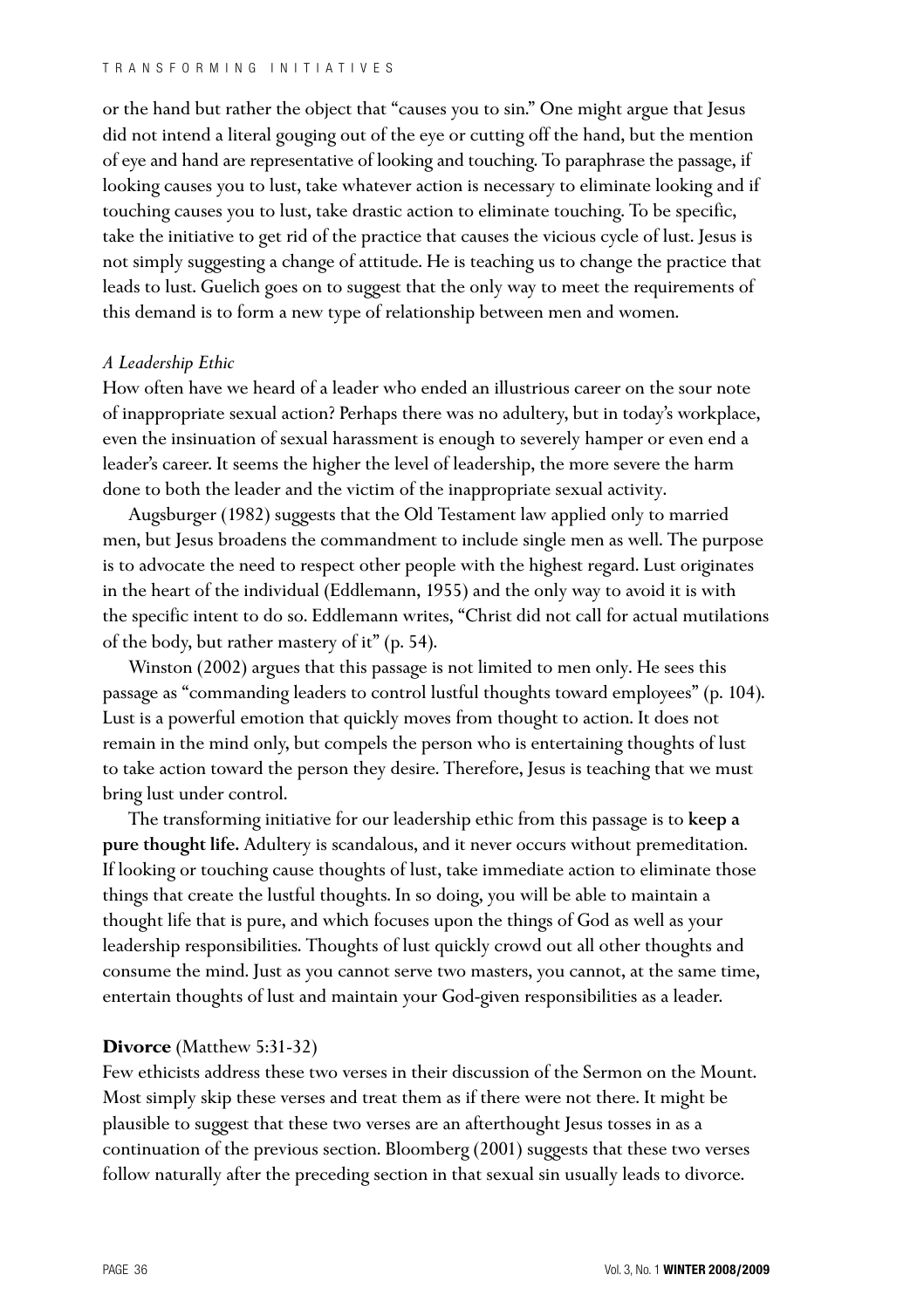or the hand but rather the object that "causes you to sin." One might argue that Jesus did not intend a literal gouging out of the eye or cutting off the hand, but the mention of eye and hand are representative of looking and touching. To paraphrase the passage, if looking causes you to lust, take whatever action is necessary to eliminate looking and if touching causes you to lust, take drastic action to eliminate touching. To be specific, take the initiative to get rid of the practice that causes the vicious cycle of lust. Jesus is not simply suggesting a change of attitude. He is teaching us to change the practice that leads to lust. Guelich goes on to suggest that the only way to meet the requirements of this demand is to form a new type of relationship between men and women.

*A Leadership Ethic*

How often have we heard of a leader who ended an illustrious career on the sour note of inappropriate sexual action? Perhaps there was no adultery, but in today's workplace, even the insinuation of sexual harassment is enough to severely hamper or even end a leader's career. It seems the higher the level of leadership, the more severe the harm done to both the leader and the victim of the inappropriate sexual activity.

Augsburger (1982) suggests that the Old Testament law applied only to married men, but Jesus broadens the commandment to include single men as well. The purpose is to advocate the need to respect other people with the highest regard. Lust originates in the heart of the individual (Eddlemann, 1955) and the only way to avoid it is with the specific intent to do so. Eddlemann writes, "Christ did not call for actual mutilations of the body, but rather mastery of it" (p. 54).

Winston (2002) argues that this passage is not limited to men only. He sees this passage as "commanding leaders to control lustful thoughts toward employees" (p. 104). Lust is a powerful emotion that quickly moves from thought to action. It does not remain in the mind only, but compels the person who is entertaining thoughts of lust to take action toward the person they desire. Therefore, Jesus is teaching that we must bring lust under control.

The transforming initiative for our leadership ethic from this passage is to **keep a pure thought life.** Adultery is scandalous, and it never occurs without premeditation. If looking or touching cause thoughts of lust, take immediate action to eliminate those things that create the lustful thoughts. In so doing, you will be able to maintain a thought life that is pure, and which focuses upon the things of God as well as your leadership responsibilities. Thoughts of lust quickly crowd out all other thoughts and consume the mind. Just as you cannot serve two masters, you cannot, at the same time, entertain thoughts of lust and maintain your God-given responsibilities as a leader.

**Divorce** (Matthew 5:31-32)

Few ethicists address these two verses in their discussion of the Sermon on the Mount. Most simply skip these verses and treat them as if there were not there. It might be plausible to suggest that these two verses are an afterthought Jesus tosses in as a continuation of the previous section. Bloomberg (2001) suggests that these two verses follow naturally after the preceding section in that sexual sin usually leads to divorce.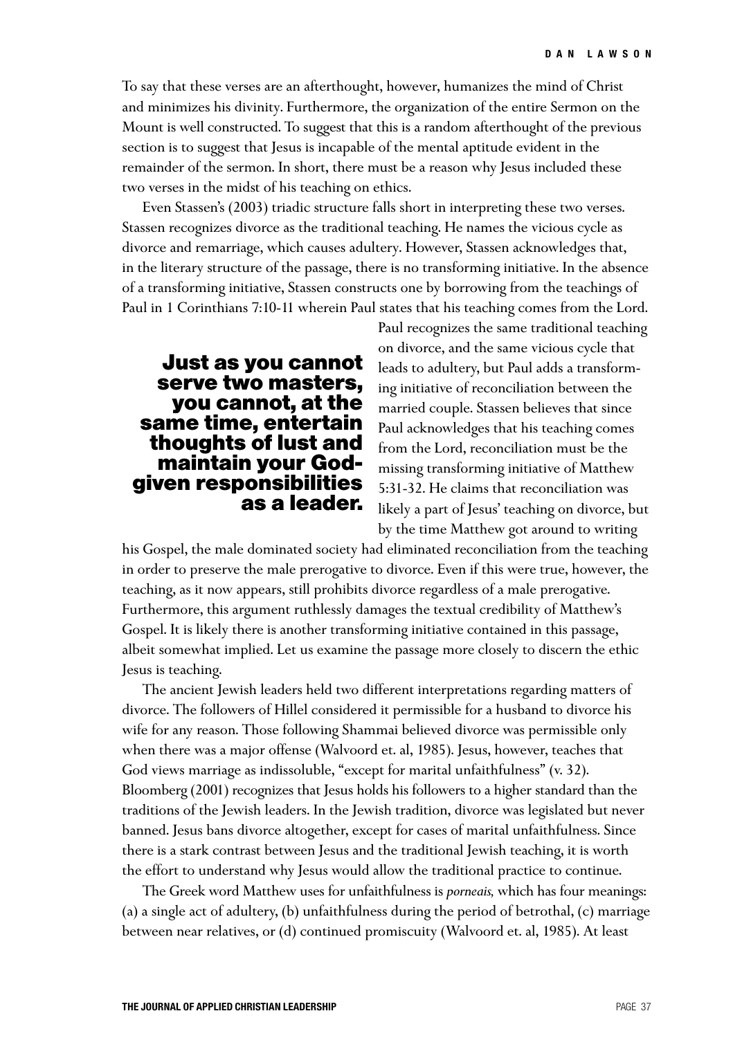To say that these verses are an afterthought, however, humanizes the mind of Christ and minimizes his divinity. Furthermore, the organization of the entire Sermon on the Mount is well constructed. To suggest that this is a random afterthought of the previous section is to suggest that Jesus is incapable of the mental aptitude evident in the remainder of the sermon. In short, there must be a reason why Jesus included these two verses in the midst of his teaching on ethics.

Even Stassen's (2003) triadic structure falls short in interpreting these two verses. Stassen recognizes divorce as the traditional teaching. He names the vicious cycle as divorce and remarriage, which causes adultery. However, Stassen acknowledges that, in the literary structure of the passage, there is no transforming initiative. In the absence of a transforming initiative, Stassen constructs one by borrowing from the teachings of Paul in 1 Corinthians 7:10-11 wherein Paul states that his teaching comes from the Lord. Paul recognizes the same traditional teaching on divorce, and the same vicious cycle that leads to adultery, but Paul adds a transforming initiative of reconciliation between the married couple. Stassen believes that since Paul acknowledges that his teaching comes from the Lord, reconciliation must be the missing transforming initiative of Matthew 5:31-32. He claims that reconciliation was likely a part of Jesus' teaching on divorce, but by the time Matthew got around to writing his Gospel, the male dominated society had eliminated reconciliation from the teaching in order to preserve the male prerogative to divorce. Even if this were true, however, the teaching, as it now appears, still prohibits divorce regardless of a male prerogative. Furthermore, this argument ruthlessly damages the textual credibility of Matthew's Gospel. It is likely there is another transforming initiative contained in this passage, albeit somewhat implied. Let us examine the passage more closely to discern the ethic Jesus is teaching.

**Just as you cannot serve two masters, you cannot, at the same time, entertain thoughts of lust and maintain your God-given responsibilities as a leader.**

The ancient Jewish leaders held two different interpretations regarding matters of divorce. The followers of Hillel considered it permissible for a husband to divorce his wife for any reason. Those following Shammai believed divorce was permissible only when there was a major offense (Walvoord et. al, 1985). Jesus, however, teaches that God views marriage as indissoluble, "except for marital unfaithfulness" (v. 32). Bloomberg (2001) recognizes that Jesus holds his followers to a higher standard than the traditions of the Jewish leaders. In the Jewish tradition, divorce was legislated but never banned. Jesus bans divorce altogether, except for cases of marital unfaithfulness. Since there is a stark contrast between Jesus and the traditional Jewish teaching, it is worth the effort to understand why Jesus would allow the traditional practice to continue.

The Greek word Matthew uses for unfaithfulness is *porneais,* which has four meanings: (a) a single act of adultery, (b) unfaithfulness during the period of betrothal, (c) marriage between near relatives, or (d) continued promiscuity (Walvoord et. al, 1985). At least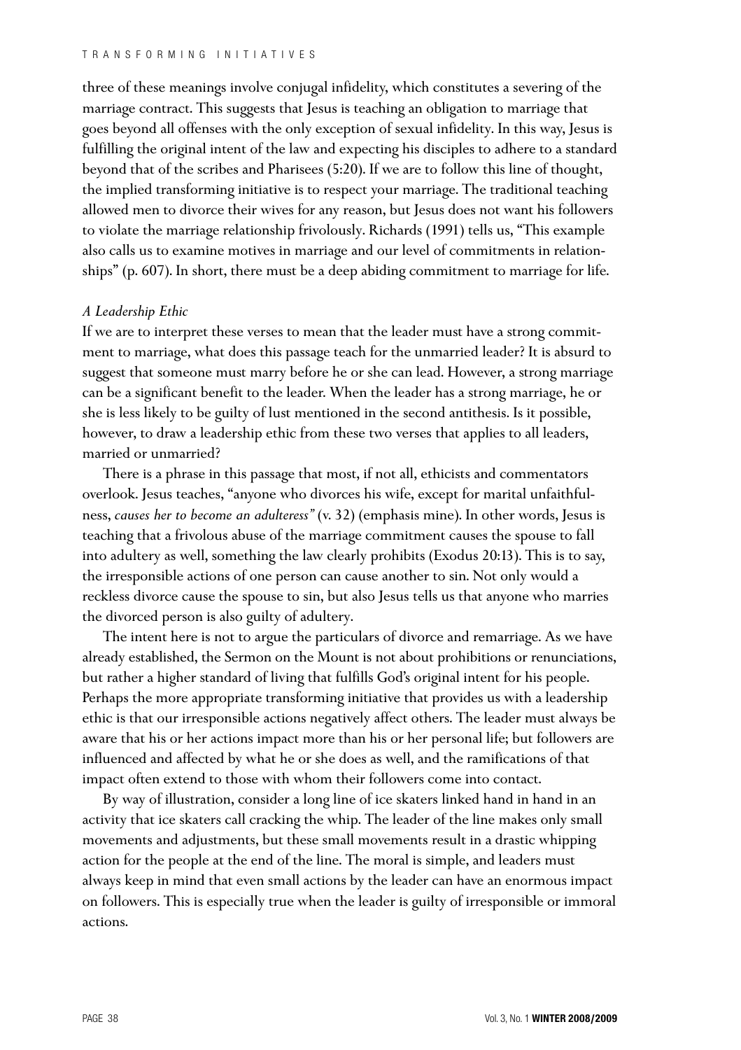three of these meanings involve conjugal infidelity, which constitutes a severing of the marriage contract. This suggests that Jesus is teaching an obligation to marriage that goes beyond all offenses with the only exception of sexual infidelity. In this way, Jesus is fulfilling the original intent of the law and expecting his disciples to adhere to a standard beyond that of the scribes and Pharisees (5:20). If we are to follow this line of thought, the implied transforming initiative is to respect your marriage. The traditional teaching allowed men to divorce their wives for any reason, but Jesus does not want his followers to violate the marriage relationship frivolously. Richards (1991) tells us, "This example also calls us to examine motives in marriage and our level of commitments in relationships" (p. 607). In short, there must be a deep abiding commitment to marriage for life.

*A Leadership Ethic*

If we are to interpret these verses to mean that the leader must have a strong commitment to marriage, what does this passage teach for the unmarried leader? It is absurd to suggest that someone must marry before he or she can lead. However, a strong marriage can be a significant benefit to the leader. When the leader has a strong marriage, he or she is less likely to be guilty of lust mentioned in the second antithesis. Is it possible, however, to draw a leadership ethic from these two verses that applies to all leaders, married or unmarried?

There is a phrase in this passage that most, if not all, ethicists and commentators overlook. Jesus teaches, "anyone who divorces his wife, except for marital unfaithfulness, *causes her to become an adulteress"* (v. 32) (emphasis mine). In other words, Jesus is teaching that a frivolous abuse of the marriage commitment causes the spouse to fall into adultery as well, something the law clearly prohibits (Exodus 20:13). This is to say, the irresponsible actions of one person can cause another to sin. Not only would a reckless divorce cause the spouse to sin, but also Jesus tells us that anyone who marries the divorced person is also guilty of adultery.

The intent here is not to argue the particulars of divorce and remarriage. As we have already established, the Sermon on the Mount is not about prohibitions or renunciations, but rather a higher standard of living that fulfills God's original intent for his people. Perhaps the more appropriate transforming initiative that provides us with a leadership ethic is that our irresponsible actions negatively affect others. The leader must always be aware that his or her actions impact more than his or her personal life; but followers are influenced and affected by what he or she does as well, and the ramifications of that impact often extend to those with whom their followers come into contact.

By way of illustration, consider a long line of ice skaters linked hand in hand in an activity that ice skaters call cracking the whip. The leader of the line makes only small movements and adjustments, but these small movements result in a drastic whipping action for the people at the end of the line. The moral is simple, and leaders must always keep in mind that even small actions by the leader can have an enormous impact on followers. This is especially true when the leader is guilty of irresponsible or immoral actions.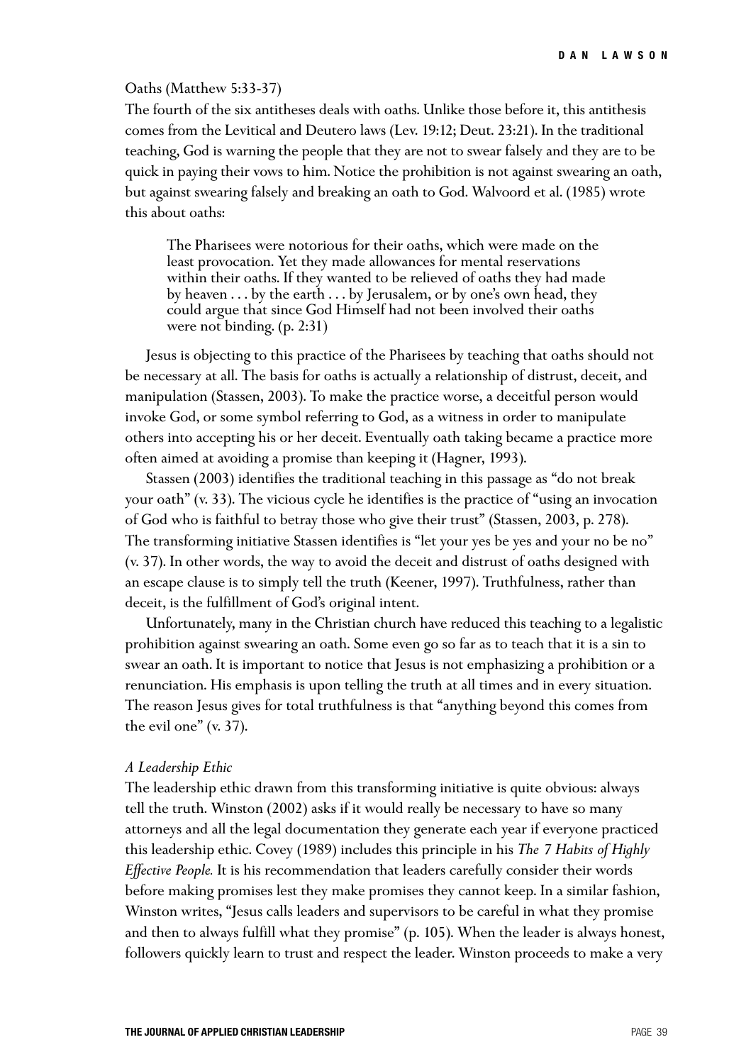### Oaths (Matthew 5:33-37)

The fourth of the six antitheses deals with oaths. Unlike those before it, this antithesis comes from the Levitical and Deutero laws (Lev. 19:12; Deut. 23:21). In the traditional teaching, God is warning the people that they are not to swear falsely and they are to be quick in paying their vows to him. Notice the prohibition is not against swearing an oath, but against swearing falsely and breaking an oath to God. Walvoord et al. (1985) wrote this about oaths:

> The Pharisees were notorious for their oaths, which were made on the least provocation. Yet they made allowances for mental reservations within their oaths. If they wanted to be relieved of oaths they had made by heaven . . . by the earth . . . by Jerusalem, or by one's own head, they could argue that since God Himself had not been involved their oaths were not binding. (p. 2:31)

Jesus is objecting to this practice of the Pharisees by teaching that oaths should not be necessary at all. The basis for oaths is actually a relationship of distrust, deceit, and manipulation (Stassen, 2003). To make the practice worse, a deceitful person would invoke God, or some symbol referring to God, as a witness in order to manipulate others into accepting his or her deceit. Eventually oath taking became a practice more often aimed at avoiding a promise than keeping it (Hagner, 1993).

Stassen (2003) identifies the traditional teaching in this passage as "do not break your oath" (v. 33). The vicious cycle he identifies is the practice of "using an invocation of God who is faithful to betray those who give their trust" (Stassen, 2003, p. 278). The transforming initiative Stassen identifies is "let your yes be yes and your no be no" (v. 37). In other words, the way to avoid the deceit and distrust of oaths designed with an escape clause is to simply tell the truth (Keener, 1997). Truthfulness, rather than deceit, is the fulfillment of God's original intent.

Unfortunately, many in the Christian church have reduced this teaching to a legalistic prohibition against swearing an oath. Some even go so far as to teach that it is a sin to swear an oath. It is important to notice that Jesus is not emphasizing a prohibition or a renunciation. His emphasis is upon telling the truth at all times and in every situation. The reason Jesus gives for total truthfulness is that "anything beyond this comes from the evil one" (v. 37).

#### *A Leadership Ethic*

The leadership ethic drawn from this transforming initiative is quite obvious: always tell the truth. Winston (2002) asks if it would really be necessary to have so many attorneys and all the legal documentation they generate each year if everyone practiced this leadership ethic. Covey (1989) includes this principle in his *The 7 Habits of Highly Effective People.* It is his recommendation that leaders carefully consider their words before making promises lest they make promises they cannot keep. In a similar fashion, Winston writes, "Jesus calls leaders and supervisors to be careful in what they promise and then to always fulfill what they promise" (p. 105). When the leader is always honest, followers quickly learn to trust and respect the leader. Winston proceeds to make a very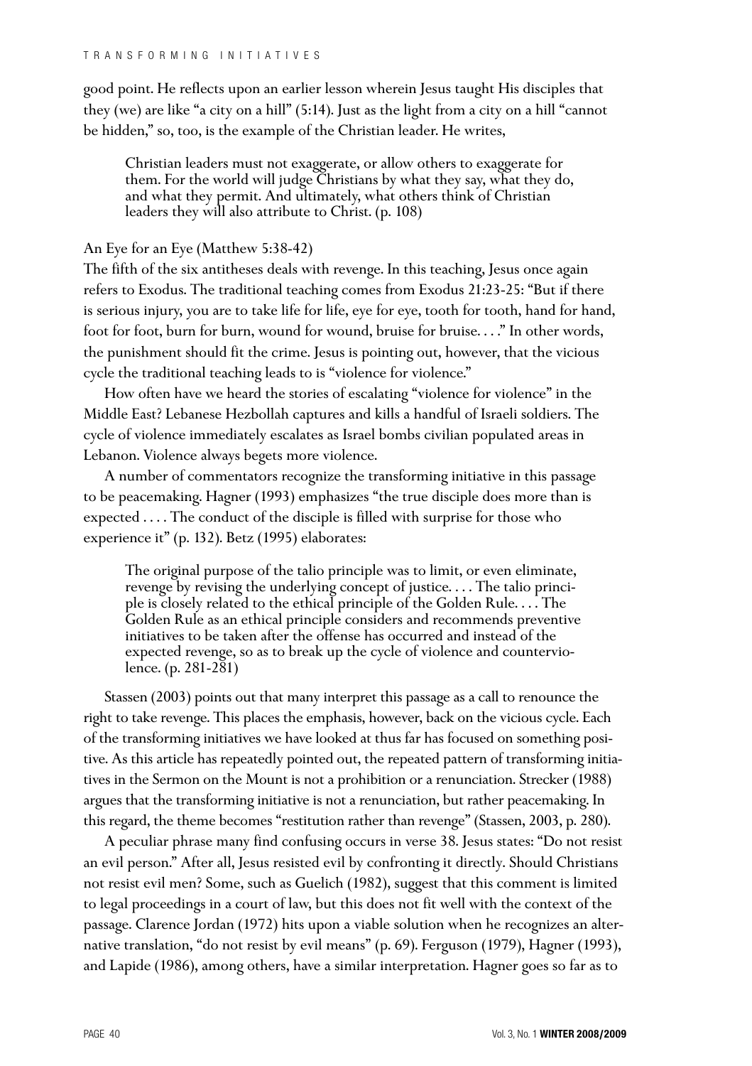good point. He reflects upon an earlier lesson wherein Jesus taught His disciples that they (we) are like "a city on a hill" (5:14). Just as the light from a city on a hill "cannot be hidden," so, too, is the example of the Christian leader. He writes,

> Christian leaders must not exaggerate, or allow others to exaggerate for them. For the world will judge Christians by what they say, what they do, and what they permit. And ultimately, what others think of Christian leaders they will also attribute to Christ. (p. 108)

An Eye for an Eye (Matthew 5:38-42)

The fifth of the six antitheses deals with revenge. In this teaching, Jesus once again refers to Exodus. The traditional teaching comes from Exodus 21:23-25: "But if there is serious injury, you are to take life for life, eye for eye, tooth for tooth, hand for hand, foot for foot, burn for burn, wound for wound, bruise for bruise. . . ." In other words, the punishment should fit the crime. Jesus is pointing out, however, that the vicious cycle the traditional teaching leads to is "violence for violence."

How often have we heard the stories of escalating "violence for violence" in the Middle East? Lebanese Hezbollah captures and kills a handful of Israeli soldiers. The cycle of violence immediately escalates as Israel bombs civilian populated areas in Lebanon. Violence always begets more violence.

A number of commentators recognize the transforming initiative in this passage to be peacemaking. Hagner (1993) emphasizes "the true disciple does more than is expected . . . . The conduct of the disciple is filled with surprise for those who experience it" (p. 132). Betz (1995) elaborates:

> The original purpose of the talio principle was to limit, or even eliminate, revenge by revising the underlying concept of justice. . . . The talio principle is closely related to the ethical principle of the Golden Rule. . . . The Golden Rule as an ethical principle considers and recommends preventive initiatives to be taken after the offense has occurred and instead of the expected revenge, so as to break up the cycle of violence and counterviolence. (p. 281-281)

Stassen (2003) points out that many interpret this passage as a call to renounce the right to take revenge. This places the emphasis, however, back on the vicious cycle. Each of the transforming initiatives we have looked at thus far has focused on something positive. As this article has repeatedly pointed out, the repeated pattern of transforming initiatives in the Sermon on the Mount is not a prohibition or a renunciation. Strecker (1988) argues that the transforming initiative is not a renunciation, but rather peacemaking. In this regard, the theme becomes "restitution rather than revenge" (Stassen, 2003, p. 280).

A peculiar phrase many find confusing occurs in verse 38. Jesus states: "Do not resist an evil person." After all, Jesus resisted evil by confronting it directly. Should Christians not resist evil men? Some, such as Guelich (1982), suggest that this comment is limited to legal proceedings in a court of law, but this does not fit well with the context of the passage. Clarence Jordan (1972) hits upon a viable solution when he recognizes an alternative translation, "do not resist by evil means" (p. 69). Ferguson (1979), Hagner (1993), and Lapide (1986), among others, have a similar interpretation. Hagner goes so far as to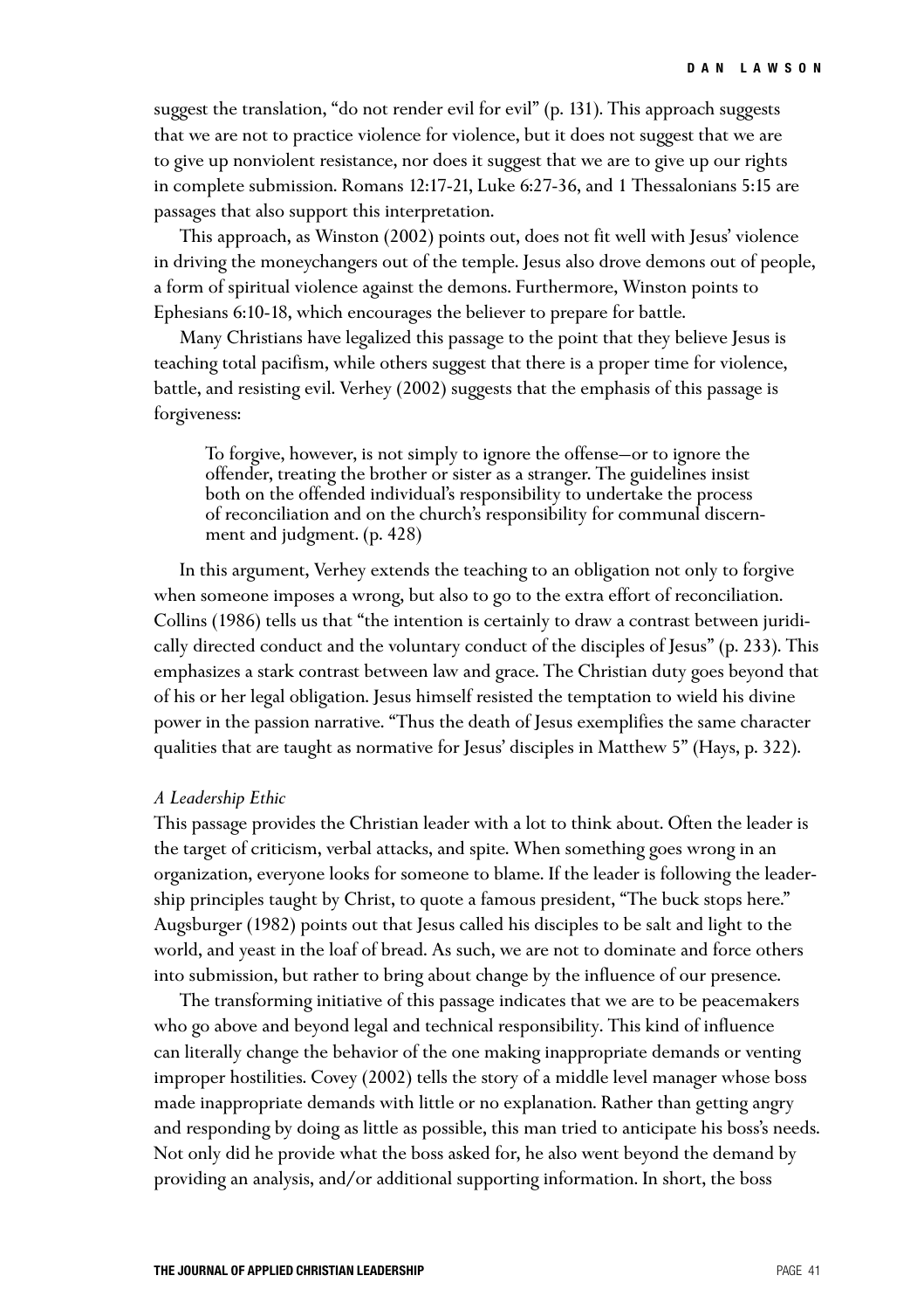suggest the translation, "do not render evil for evil" (p. 131). This approach suggests that we are not to practice violence for violence, but it does not suggest that we are to give up nonviolent resistance, nor does it suggest that we are to give up our rights in complete submission. Romans 12:17-21, Luke 6:27-36, and 1 Thessalonians 5:15 are passages that also support this interpretation.

This approach, as Winston (2002) points out, does not fit well with Jesus' violence in driving the moneychangers out of the temple. Jesus also drove demons out of people, a form of spiritual violence against the demons. Furthermore, Winston points to Ephesians 6:10-18, which encourages the believer to prepare for battle.

Many Christians have legalized this passage to the point that they believe Jesus is teaching total pacifism, while others suggest that there is a proper time for violence, battle, and resisting evil. Verhey (2002) suggests that the emphasis of this passage is forgiveness:

> To forgive, however, is not simply to ignore the offense—or to ignore the offender, treating the brother or sister as a stranger. The guidelines insist both on the offended individual's responsibility to undertake the process of reconciliation and on the church's responsibility for communal discernment and judgment. (p. 428)

In this argument, Verhey extends the teaching to an obligation not only to forgive when someone imposes a wrong, but also to go to the extra effort of reconciliation. Collins (1986) tells us that "the intention is certainly to draw a contrast between juridically directed conduct and the voluntary conduct of the disciples of Jesus" (p. 233). This emphasizes a stark contrast between law and grace. The Christian duty goes beyond that of his or her legal obligation. Jesus himself resisted the temptation to wield his divine power in the passion narrative. "Thus the death of Jesus exemplifies the same character qualities that are taught as normative for Jesus' disciples in Matthew 5" (Hays, p. 322).

*A Leadership Ethic*

This passage provides the Christian leader with a lot to think about. Often the leader is the target of criticism, verbal attacks, and spite. When something goes wrong in an organization, everyone looks for someone to blame. If the leader is following the leadership principles taught by Christ, to quote a famous president, "The buck stops here." Augsburger (1982) points out that Jesus called his disciples to be salt and light to the world, and yeast in the loaf of bread. As such, we are not to dominate and force others into submission, but rather to bring about change by the influence of our presence.

The transforming initiative of this passage indicates that we are to be peacemakers who go above and beyond legal and technical responsibility. This kind of influence can literally change the behavior of the one making inappropriate demands or venting improper hostilities. Covey (2002) tells the story of a middle level manager whose boss made inappropriate demands with little or no explanation. Rather than getting angry and responding by doing as little as possible, this man tried to anticipate his boss's needs. Not only did he provide what the boss asked for, he also went beyond the demand by providing an analysis, and/or additional supporting information. In short, the boss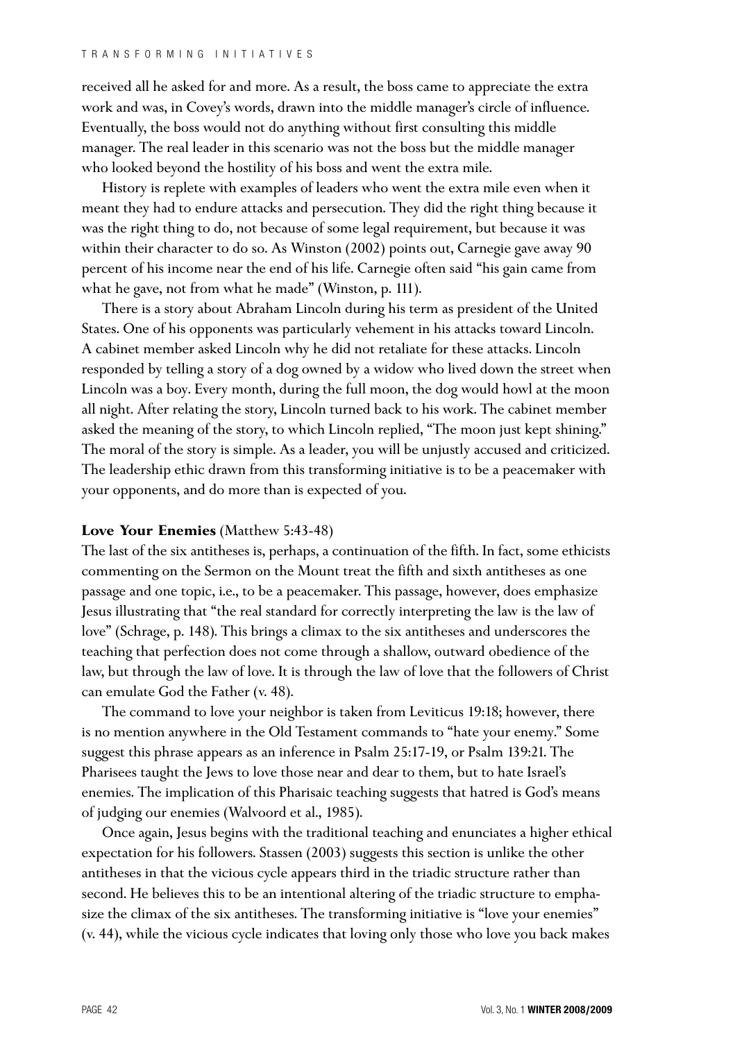received all he asked for and more. As a result, the boss came to appreciate the extra work and was, in Covey's words, drawn into the middle manager's circle of influence. Eventually, the boss would not do anything without first consulting this middle manager. The real leader in this scenario was not the boss but the middle manager who looked beyond the hostility of his boss and went the extra mile.

History is replete with examples of leaders who went the extra mile even when it meant they had to endure attacks and persecution. They did the right thing because it was the right thing to do, not because of some legal requirement, but because it was within their character to do so. As Winston (2002) points out, Carnegie gave away 90 percent of his income near the end of his life. Carnegie often said "his gain came from what he gave, not from what he made" (Winston, p. 111).

There is a story about Abraham Lincoln during his term as president of the United States. One of his opponents was particularly vehement in his attacks toward Lincoln. A cabinet member asked Lincoln why he did not retaliate for these attacks. Lincoln responded by telling a story of a dog owned by a widow who lived down the street when Lincoln was a boy. Every month, during the full moon, the dog would howl at the moon all night. After relating the story, Lincoln turned back to his work. The cabinet member asked the meaning of the story, to which Lincoln replied, "The moon just kept shining." The moral of the story is simple. As a leader, you will be unjustly accused and criticized. The leadership ethic drawn from this transforming initiative is to be a peacemaker with your opponents, and do more than is expected of you.

**Love Your Enemies** (Matthew 5:43-48)

The last of the six antitheses is, perhaps, a continuation of the fifth. In fact, some ethicists commenting on the Sermon on the Mount treat the fifth and sixth antitheses as one passage and one topic, i.e., to be a peacemaker. This passage, however, does emphasize Jesus illustrating that "the real standard for correctly interpreting the law is the law of love" (Schrage, p. 148). This brings a climax to the six antitheses and underscores the teaching that perfection does not come through a shallow, outward obedience of the law, but through the law of love. It is through the law of love that the followers of Christ can emulate God the Father (v. 48).

The command to love your neighbor is taken from Leviticus 19:18; however, there is no mention anywhere in the Old Testament commands to "hate your enemy." Some suggest this phrase appears as an inference in Psalm 25:17-19, or Psalm 139:21. The Pharisees taught the Jews to love those near and dear to them, but to hate Israel's enemies. The implication of this Pharisaic teaching suggests that hatred is God's means of judging our enemies (Walvoord et al., 1985).

Once again, Jesus begins with the traditional teaching and enunciates a higher ethical expectation for his followers. Stassen (2003) suggests this section is unlike the other antitheses in that the vicious cycle appears third in the triadic structure rather than second. He believes this to be an intentional altering of the triadic structure to emphasize the climax of the six antitheses. The transforming initiative is "love your enemies" (v. 44), while the vicious cycle indicates that loving only those who love you back makes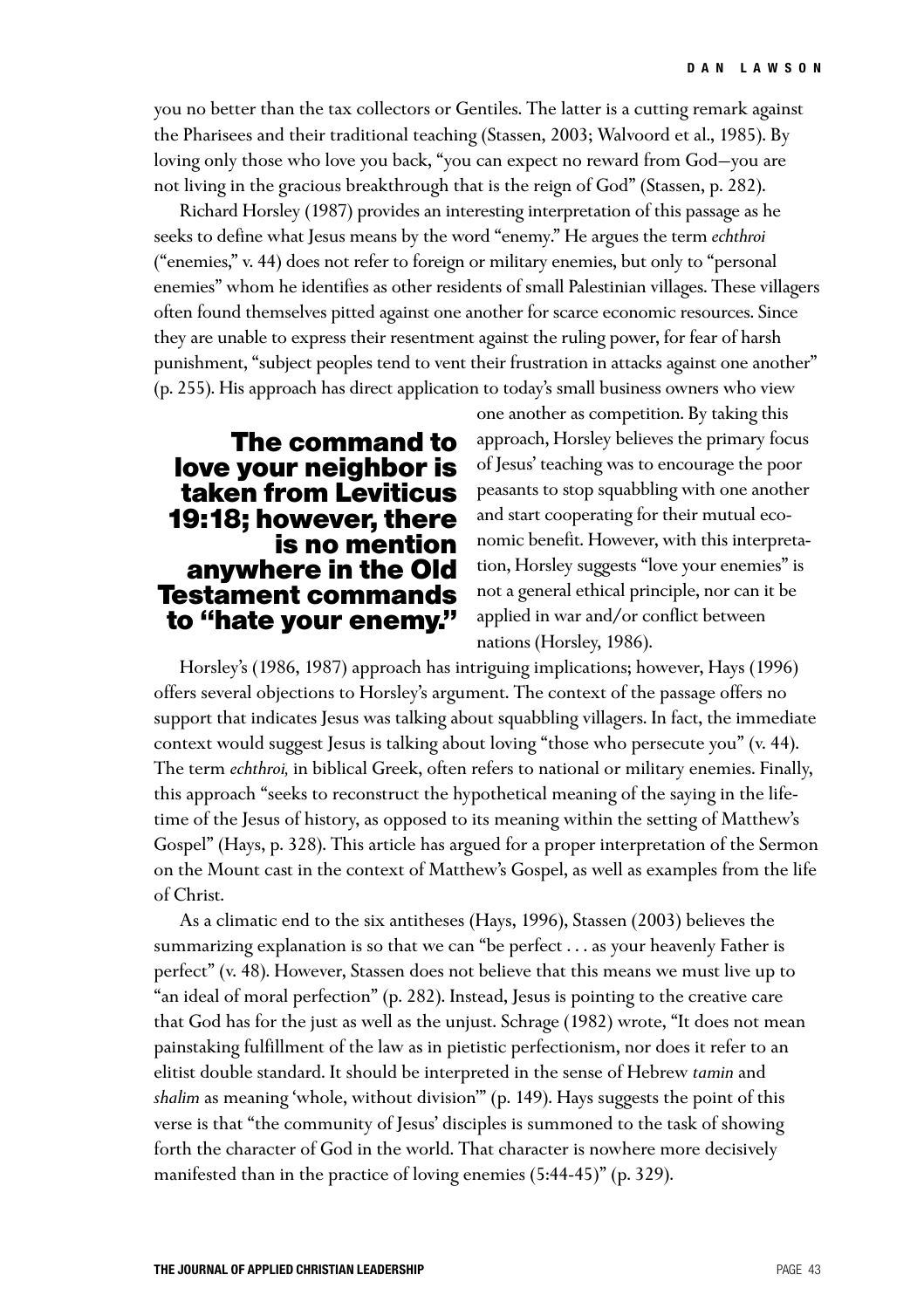you no better than the tax collectors or Gentiles. The latter is a cutting remark against the Pharisees and their traditional teaching (Stassen, 2003; Walvoord et al., 1985). By loving only those who love you back, "you can expect no reward from God—you are not living in the gracious breakthrough that is the reign of God" (Stassen, p. 282).

Richard Horsley (1987) provides an interesting interpretation of this passage as he seeks to define what Jesus means by the word "enemy." He argues the term *echthroi* ("enemies," v. 44) does not refer to foreign or military enemies, but only to "personal enemies" whom he identifies as other residents of small Palestinian villages. These villagers often found themselves pitted against one another for scarce economic resources. Since they are unable to express their resentment against the ruling power, for fear of harsh punishment, "subject peoples tend to vent their frustration in attacks against one another" (p. 255). His approach has direct application to today's small business owners who view one another as competition. By taking this approach, Horsley believes the primary focus of Jesus' teaching was to encourage the poor peasants to stop squabbling with one another and start cooperating for their mutual economic benefit. However, with this interpretation, Horsley suggests "love your enemies" is not a general ethical principle, nor can it be applied in war and/or conflict between nations (Horsley, 1986).

**The command to love your neighbor is taken from Leviticus 19:18; however, there is no mention anywhere in the Old Testament commands to "hate your enemy."**

Horsley's (1986, 1987) approach has intriguing implications; however, Hays (1996) offers several objections to Horsley's argument. The context of the passage offers no support that indicates Jesus was talking about squabbling villagers. In fact, the immediate context would suggest Jesus is talking about loving "those who persecute you" (v. 44). The term *echthroi,* in biblical Greek, often refers to national or military enemies. Finally, this approach "seeks to reconstruct the hypothetical meaning of the saying in the lifetime of the Jesus of history, as opposed to its meaning within the setting of Matthew's Gospel" (Hays, p. 328). This article has argued for a proper interpretation of the Sermon on the Mount cast in the context of Matthew's Gospel, as well as examples from the life of Christ.

As a climatic end to the six antitheses (Hays, 1996), Stassen (2003) believes the summarizing explanation is so that we can "be perfect . . . as your heavenly Father is perfect" (v. 48). However, Stassen does not believe that this means we must live up to "an ideal of moral perfection" (p. 282). Instead, Jesus is pointing to the creative care that God has for the just as well as the unjust. Schrage (1982) wrote, "It does not mean painstaking fulfillment of the law as in pietistic perfectionism, nor does it refer to an elitist double standard. It should be interpreted in the sense of Hebrew *tamin* and *shalim* as meaning 'whole, without division'" (p. 149). Hays suggests the point of this verse is that "the community of Jesus' disciples is summoned to the task of showing forth the character of God in the world. That character is nowhere more decisively manifested than in the practice of loving enemies (5:44-45)" (p. 329).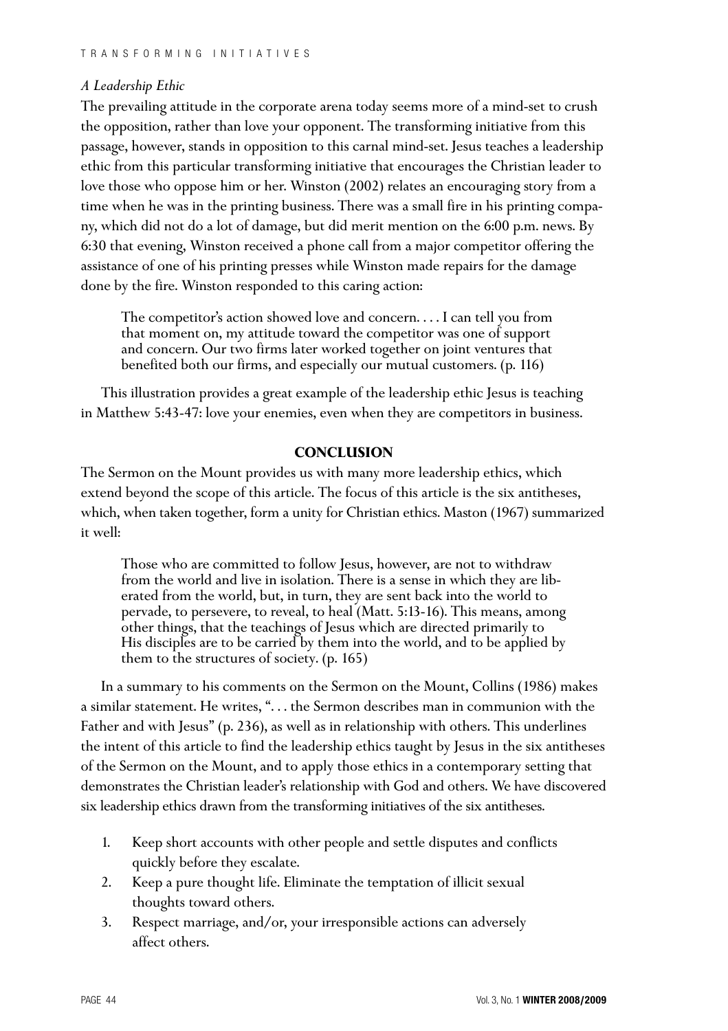*A Leadership Ethic*

The prevailing attitude in the corporate arena today seems more of a mind-set to crush the opposition, rather than love your opponent. The transforming initiative from this passage, however, stands in opposition to this carnal mind-set. Jesus teaches a leadership ethic from this particular transforming initiative that encourages the Christian leader to love those who oppose him or her. Winston (2002) relates an encouraging story from a time when he was in the printing business. There was a small fire in his printing company, which did not do a lot of damage, but did merit mention on the 6:00 p.m. news. By 6:30 that evening, Winston received a phone call from a major competitor offering the assistance of one of his printing presses while Winston made repairs for the damage done by the fire. Winston responded to this caring action:

> The competitor's action showed love and concern. . . . I can tell you from that moment on, my attitude toward the competitor was one of support and concern. Our two firms later worked together on joint ventures that benefited both our firms, and especially our mutual customers. (p. 116)

This illustration provides a great example of the leadership ethic Jesus is teaching in Matthew 5:43-47: love your enemies, even when they are competitors in business.

## CONCLUSION

The Sermon on the Mount provides us with many more leadership ethics, which extend beyond the scope of this article. The focus of this article is the six antitheses, which, when taken together, form a unity for Christian ethics. Maston (1967) summarized it well:

> Those who are committed to follow Jesus, however, are not to withdraw from the world and live in isolation. There is a sense in which they are liberated from the world, but, in turn, they are sent back into the world to pervade, to persevere, to reveal, to heal (Matt. 5:13-16). This means, among other things, that the teachings of Jesus which are directed primarily to His disciples are to be carried by them into the world, and to be applied by them to the structures of society. (p. 165)

In a summary to his comments on the Sermon on the Mount, Collins (1986) makes a similar statement. He writes, ". . . the Sermon describes man in communion with the Father and with Jesus" (p. 236), as well as in relationship with others. This underlines the intent of this article to find the leadership ethics taught by Jesus in the six antitheses of the Sermon on the Mount, and to apply those ethics in a contemporary setting that demonstrates the Christian leader's relationship with God and others. We have discovered six leadership ethics drawn from the transforming initiatives of the six antitheses.

1. Keep short accounts with other people and settle disputes and conflicts quickly before they escalate.
2. Keep a pure thought life. Eliminate the temptation of illicit sexual thoughts toward others.
3. Respect marriage, and/or, your irresponsible actions can adversely affect others.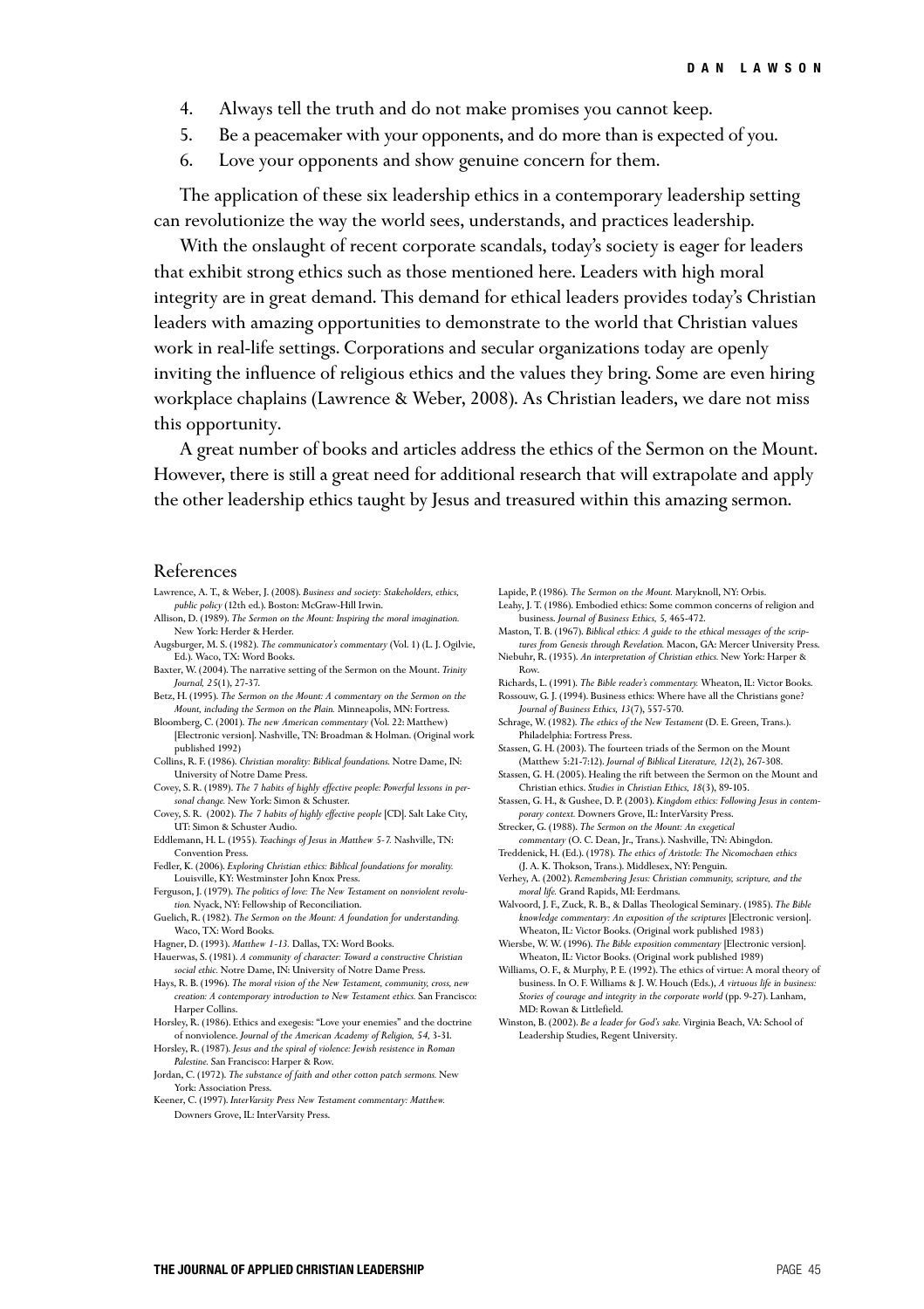4. Always tell the truth and do not make promises you cannot keep.
5. Be a peacemaker with your opponents, and do more than is expected of you.
6. Love your opponents and show genuine concern for them.

The application of these six leadership ethics in a contemporary leadership setting can revolutionize the way the world sees, understands, and practices leadership.

With the onslaught of recent corporate scandals, today's society is eager for leaders that exhibit strong ethics such as those mentioned here. Leaders with high moral integrity are in great demand. This demand for ethical leaders provides today's Christian leaders with amazing opportunities to demonstrate to the world that Christian values work in real-life settings. Corporations and secular organizations today are openly inviting the influence of religious ethics and the values they bring. Some are even hiring workplace chaplains (Lawrence & Weber, 2008). As Christian leaders, we dare not miss this opportunity.

A great number of books and articles address the ethics of the Sermon on the Mount. However, there is still a great need for additional research that will extrapolate and apply the other leadership ethics taught by Jesus and treasured within this amazing sermon.

## References

Lawrence, A. T., & Weber, J. (2008). *Business and society: Stakeholders, ethics, public policy* (12th ed.). Boston: McGraw-Hill Irwin.

Allison, D. (1989). *The Sermon on the Mount: Inspiring the moral imagination.* New York: Herder & Herder.

Augsburger, M. S. (1982). *The communicator's commentary* (Vol. 1) (L. J. Ogilvie, Ed.). Waco, TX: Word Books.

Baxter, W. (2004). The narrative setting of the Sermon on the Mount. *Trinity Journal, 25*(1), 27-37.

Betz, H. (1995). *The Sermon on the Mount: A commentary on the Sermon on the Mount, including the Sermon on the Plain.* Minneapolis, MN: Fortress.

Bloomberg, C. (2001). *The new American commentary* (Vol. 22: Matthew) [Electronic version]. Nashville, TN: Broadman & Holman. (Original work published 1992)

Collins, R. F. (1986). *Christian morality: Biblical foundations.* Notre Dame, IN: University of Notre Dame Press.

Covey, S. R. (1989). *The 7 habits of highly effective people: Powerful lessons in personal change.* New York: Simon & Schuster.

Covey, S. R. (2002). *The 7 habits of highly effective people* [CD]. Salt Lake City, UT: Simon & Schuster Audio.

Eddlemann, H. L. (1955). *Teachings of Jesus in Matthew 5-7.* Nashville, TN: Convention Press.

Fedler, K. (2006). *Exploring Christian ethics: Biblical foundations for morality.* Louisville, KY: Westminster John Knox Press.

Ferguson, J. (1979). *The politics of love: The New Testament on nonviolent revolution.* Nyack, NY: Fellowship of Reconciliation.

Guelich, R. (1982). *The Sermon on the Mount: A foundation for understanding.* Waco, TX: Word Books.

Hagner, D. (1993). *Matthew 1-13.* Dallas, TX: Word Books.

Hauerwas, S. (1981). *A community of character: Toward a constructive Christian social ethic.* Notre Dame, IN: University of Notre Dame Press.

Hays, R. B. (1996). *The moral vision of the New Testament, community, cross, new creation: A contemporary introduction to New Testament ethics.* San Francisco: Harper Collins.

Horsley, R. (1986). Ethics and exegesis: "Love your enemies" and the doctrine of nonviolence. *Journal of the American Academy of Religion, 54,* 3-31.

Horsley, R. (1987). *Jesus and the spiral of violence: Jewish resistence in Roman Palestine.* San Francisco: Harper & Row.

Jordan, C. (1972). *The substance of faith and other cotton patch sermons.* New York: Association Press.

Keener, C. (1997). *InterVarsity Press New Testament commentary: Matthew.* Downers Grove, IL: InterVarsity Press.

Lapide, P. (1986). *The Sermon on the Mount.* Maryknoll, NY: Orbis.

Leahy, J. T. (1986). Embodied ethics: Some common concerns of religion and business. *Journal of Business Ethics, 5,* 465-472.

Maston, T. B. (1967). *Biblical ethics: A guide to the ethical messages of the scriptures from Genesis through Revelation.* Macon, GA: Mercer University Press.

Niebuhr, R. (1935). *An interpretation of Christian ethics.* New York: Harper & Row.

Richards, L. (1991). *The Bible reader's commentary.* Wheaton, IL: Victor Books.

Rossouw, G. J. (1994). Business ethics: Where have all the Christians gone? *Journal of Business Ethics, 13*(7), 557-570.

Schrage, W. (1982). *The ethics of the New Testament* (D. E. Green, Trans.). Philadelphia: Fortress Press.

Stassen, G. H. (2003). The fourteen triads of the Sermon on the Mount (Matthew 5:21-7:12). *Journal of Biblical Literature, 12*(2), 267-308.

Stassen, G. H. (2005). Healing the rift between the Sermon on the Mount and Christian ethics. *Studies in Christian Ethics, 18*(3), 89-105.

Stassen, G. H., & Gushee, D. P. (2003). *Kingdom ethics: Following Jesus in contemporary context.* Downers Grove, IL: InterVarsity Press.

Strecker, G. (1988). *The Sermon on the Mount: An exegetical commentary* (O. C. Dean, Jr., Trans.). Nashville, TN: Abingdon.

Treddenick, H. (Ed.). (1978). *The ethics of Aristotle: The Nicomachean ethics* (J. A. K. Thokson, Trans.). Middlesex, NY: Penguin.

Verhey, A. (2002). *Remembering Jesus: Christian community, scripture, and the moral life.* Grand Rapids, MI: Eerdmans.

Walvoord, J. F., Zuck, R. B., & Dallas Theological Seminary. (1985). *The Bible knowledge commentary: An exposition of the scriptures* [Electronic version]. Wheaton, IL: Victor Books. (Original work published 1983)

Wiersbe, W. W. (1996). *The Bible exposition commentary* [Electronic version]. Wheaton, IL: Victor Books. (Original work published 1989)

Williams, O. F., & Murphy, P. E. (1992). The ethics of virtue: A moral theory of business. In O. F. Williams & J. W. Houch (Eds.), *A virtuous life in business: Stories of courage and integrity in the corporate world* (pp. 9-27). Lanham, MD: Rowan & Littlefield.

Winston, B. (2002). *Be a leader for God's sake.* Virginia Beach, VA: School of Leadership Studies, Regent University.